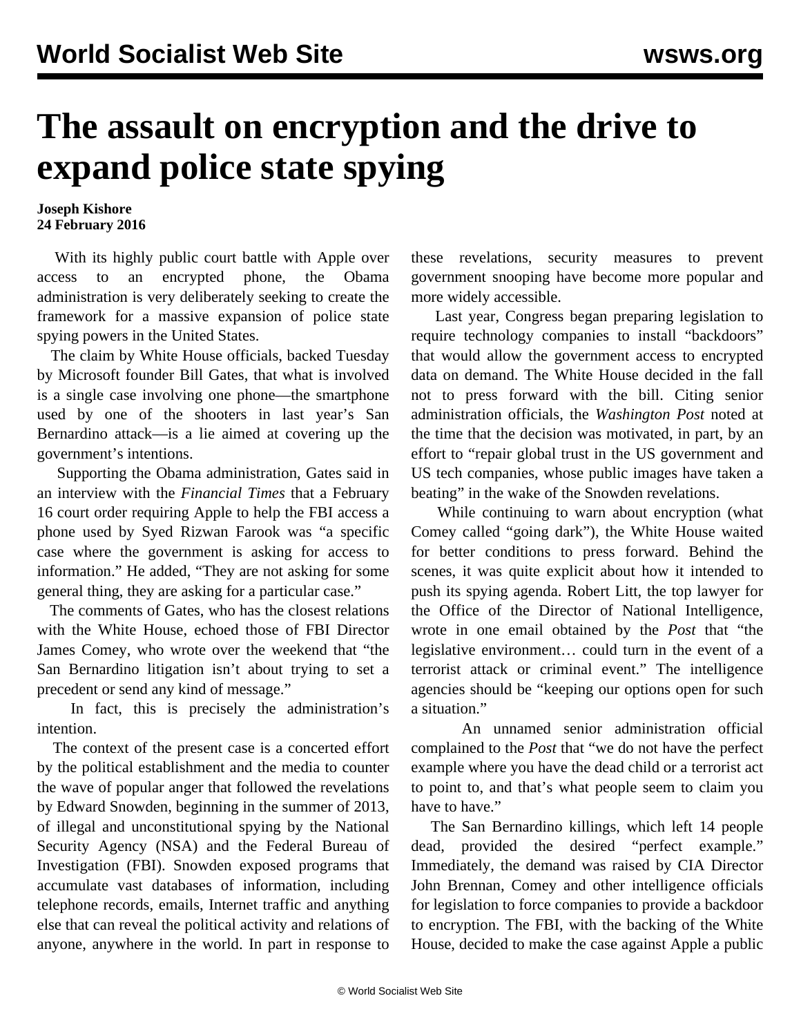# The assault on encryption and the drive to expand police state spying

**Joseph Kishore**
**24 February 2016**

With its highly public court battle with Apple over access to an encrypted phone, the Obama administration is very deliberately seeking to create the framework for a massive expansion of police state spying powers in the United States.

The claim by White House officials, backed Tuesday by Microsoft founder Bill Gates, that what is involved is a single case involving one phone—the smartphone used by one of the shooters in last year's San Bernardino attack—is a lie aimed at covering up the government's intentions.

Supporting the Obama administration, Gates said in an interview with the *Financial Times* that a February 16 court order requiring Apple to help the FBI access a phone used by Syed Rizwan Farook was "a specific case where the government is asking for access to information." He added, "They are not asking for some general thing, they are asking for a particular case."

The comments of Gates, who has the closest relations with the White House, echoed those of FBI Director James Comey, who wrote over the weekend that "the San Bernardino litigation isn't about trying to set a precedent or send any kind of message."

In fact, this is precisely the administration's intention.

The context of the present case is a concerted effort by the political establishment and the media to counter the wave of popular anger that followed the revelations by Edward Snowden, beginning in the summer of 2013, of illegal and unconstitutional spying by the National Security Agency (NSA) and the Federal Bureau of Investigation (FBI). Snowden exposed programs that accumulate vast databases of information, including telephone records, emails, Internet traffic and anything else that can reveal the political activity and relations of anyone, anywhere in the world. In part in response to these revelations, security measures to prevent government snooping have become more popular and more widely accessible.

Last year, Congress began preparing legislation to require technology companies to install "backdoors" that would allow the government access to encrypted data on demand. The White House decided in the fall not to press forward with the bill. Citing senior administration officials, the *Washington Post* noted at the time that the decision was motivated, in part, by an effort to "repair global trust in the US government and US tech companies, whose public images have taken a beating" in the wake of the Snowden revelations.

While continuing to warn about encryption (what Comey called "going dark"), the White House waited for better conditions to press forward. Behind the scenes, it was quite explicit about how it intended to push its spying agenda. Robert Litt, the top lawyer for the Office of the Director of National Intelligence, wrote in one email obtained by the *Post* that "the legislative environment… could turn in the event of a terrorist attack or criminal event." The intelligence agencies should be "keeping our options open for such a situation."

An unnamed senior administration official complained to the *Post* that "we do not have the perfect example where you have the dead child or a terrorist act to point to, and that's what people seem to claim you have to have."

The San Bernardino killings, which left 14 people dead, provided the desired "perfect example." Immediately, the demand was raised by CIA Director John Brennan, Comey and other intelligence officials for legislation to force companies to provide a backdoor to encryption. The FBI, with the backing of the White House, decided to make the case against Apple a public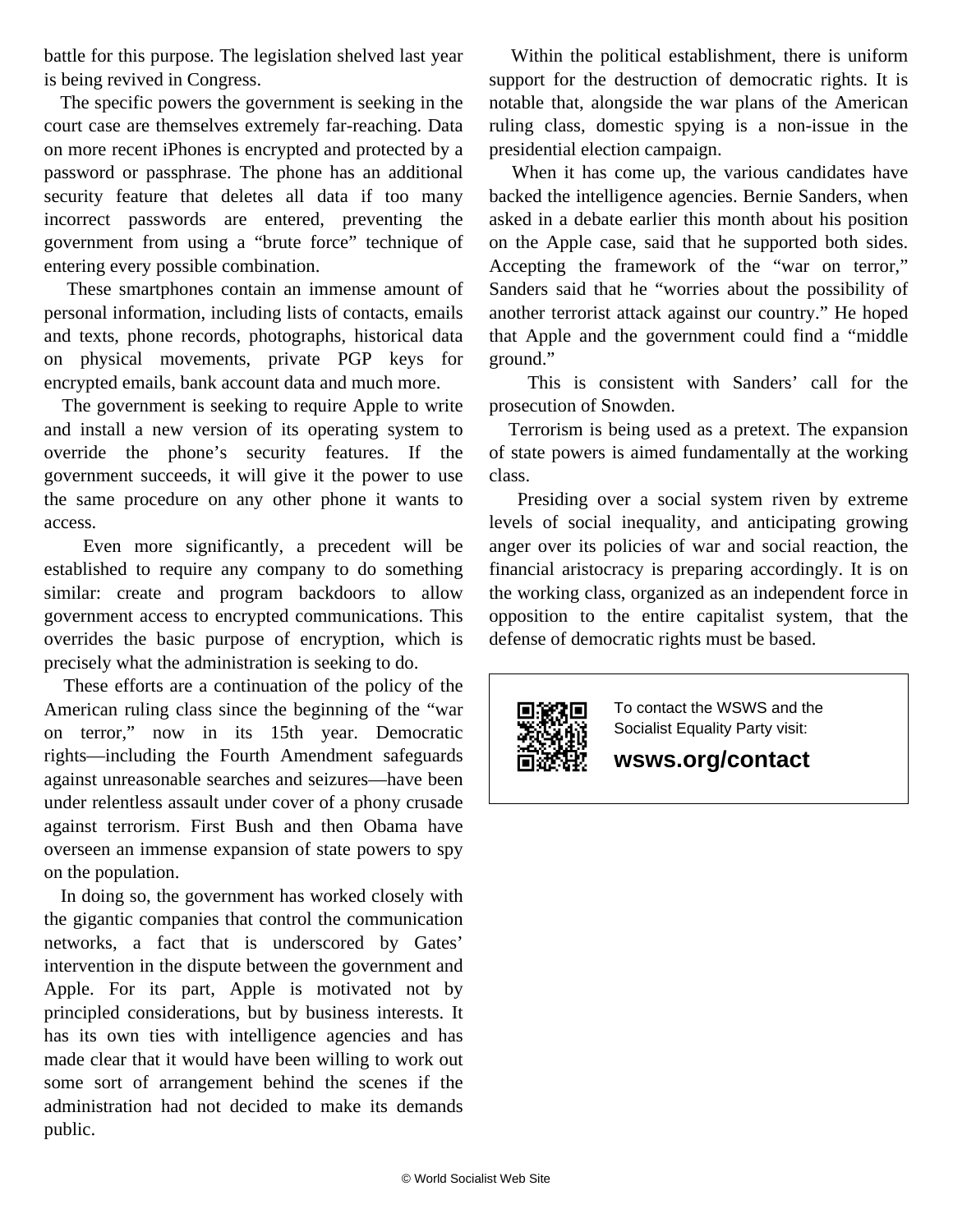battle for this purpose. The legislation shelved last year is being revived in Congress.

The specific powers the government is seeking in the court case are themselves extremely far-reaching. Data on more recent iPhones is encrypted and protected by a password or passphrase. The phone has an additional security feature that deletes all data if too many incorrect passwords are entered, preventing the government from using a "brute force" technique of entering every possible combination.

These smartphones contain an immense amount of personal information, including lists of contacts, emails and texts, phone records, photographs, historical data on physical movements, private PGP keys for encrypted emails, bank account data and much more.

The government is seeking to require Apple to write and install a new version of its operating system to override the phone's security features. If the government succeeds, it will give it the power to use the same procedure on any other phone it wants to access.

Even more significantly, a precedent will be established to require any company to do something similar: create and program backdoors to allow government access to encrypted communications. This overrides the basic purpose of encryption, which is precisely what the administration is seeking to do.

These efforts are a continuation of the policy of the American ruling class since the beginning of the "war on terror," now in its 15th year. Democratic rights—including the Fourth Amendment safeguards against unreasonable searches and seizures—have been under relentless assault under cover of a phony crusade against terrorism. First Bush and then Obama have overseen an immense expansion of state powers to spy on the population.

In doing so, the government has worked closely with the gigantic companies that control the communication networks, a fact that is underscored by Gates' intervention in the dispute between the government and Apple. For its part, Apple is motivated not by principled considerations, but by business interests. It has its own ties with intelligence agencies and has made clear that it would have been willing to work out some sort of arrangement behind the scenes if the administration had not decided to make its demands public.

Within the political establishment, there is uniform support for the destruction of democratic rights. It is notable that, alongside the war plans of the American ruling class, domestic spying is a non-issue in the presidential election campaign.

When it has come up, the various candidates have backed the intelligence agencies. Bernie Sanders, when asked in a debate earlier this month about his position on the Apple case, said that he supported both sides. Accepting the framework of the "war on terror," Sanders said that he "worries about the possibility of another terrorist attack against our country." He hoped that Apple and the government could find a "middle ground."

This is consistent with Sanders' call for the prosecution of Snowden.

Terrorism is being used as a pretext. The expansion of state powers is aimed fundamentally at the working class.

Presiding over a social system riven by extreme levels of social inequality, and anticipating growing anger over its policies of war and social reaction, the financial aristocracy is preparing accordingly. It is on the working class, organized as an independent force in opposition to the entire capitalist system, that the defense of democratic rights must be based.

To contact the WSWS and the Socialist Equality Party visit:

**wsws.org/contact**